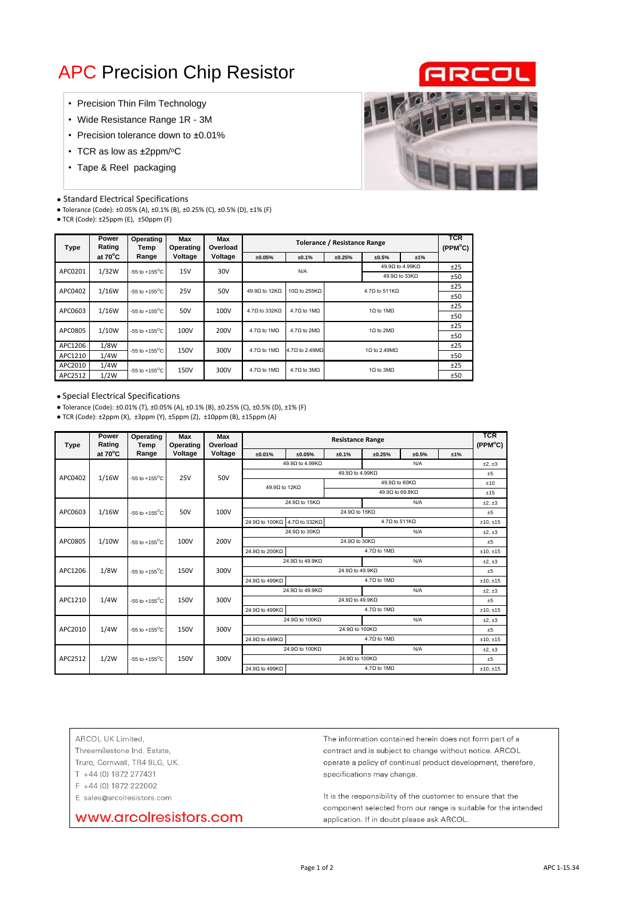# APC Precision Chip Resistor

- Precision Thin Film Technology
- Wide Resistance Range 1R - 3M
- Precision tolerance down to ±0.01%
- TCR as low as ±2ppm/°C
- Tape & Reel packaging

- Standard Electrical Specifications
- Tolerance (Code): ±0.05% (A), ±0.1% (B), ±0.25% (C), ±0.5% (D), ±1% (F)
- TCR (Code): ±25ppm (E), ±50ppm (F)

| Type | Power Rating at 70°C | Operating Temp Range | Max Operating Voltage | Max Overload Voltage | Tolerance / Resistance Range | | | | | TCR (PPM°C) |
|---|---|---|---|---|---|---|---|---|---|---|
| | | | | | ±0.05% | ±0.1% | ±0.25% | ±0.5% | ±1% | |
| APC0201 | 1/32W | -55 to +155°C | 15V | 30V | N/A | | | 49.9Ω to 4.99KΩ | | ±25 |
| | | | | | | | | 49.9Ω to 33KΩ | | ±50 |
| APC0402 | 1/16W | -55 to +155°C | 25V | 50V | 49.9Ω to 12KΩ | 10Ω to 255KΩ | 4.7Ω to 511KΩ | | | ±25 |
| | | | | | | | | | | ±50 |
| APC0603 | 1/16W | -55 to +155°C | 50V | 100V | 4.7Ω to 332KΩ | 4.7Ω to 1MΩ | 1Ω to 1MΩ | | | ±25 |
| | | | | | | | | | | ±50 |
| APC0805 | 1/10W | -55 to +155°C | 100V | 200V | 4.7Ω to 1MΩ | 4.7Ω to 2MΩ | 1Ω to 2MΩ | | | ±25 |
| | | | | | | | | | | ±50 |
| APC1206 | 1/8W | -55 to +155°C | 150V | 300V | 4.7Ω to 1MΩ | 4.7Ω to 2.49MΩ | 1Ω to 2.49MΩ | | | ±25 |
| APC1210 | 1/4W | | | | | | | | | ±50 |
| APC2010 | 1/4W | -55 to +155°C | 150V | 300V | 4.7Ω to 1MΩ | 4.7Ω to 3MΩ | 1Ω to 3MΩ | | | ±25 |
| APC2512 | 1/2W | | | | | | | | | ±50 |

- Special Electrical Specifications
- Tolerance (Code): ±0.01% (T), ±0.05% (A), ±0.1% (B), ±0.25% (C), ±0.5% (D), ±1% (F)
- TCR (Code): ±2ppm (X), ±3ppm (Y), ±5ppm (Z), ±10ppm (B), ±15ppm (A)

| Type | Power Rating at 70°C | Operating Temp Range | Max Operating Voltage | Max Overload Voltage | Resistance Range | | | | | | TCR (PPM°C) |
|---|---|---|---|---|---|---|---|---|---|---|---|
| | | | | | ±0.01% | ±0.05% | ±0.1% | ±0.25% | ±0.5% | ±1% | |
| APC0402 | 1/16W | -55 to +155°C | 25V | 50V | 49.9Ω to 4.99KΩ | | | N/A | | | ±2, ±3 |
| | | | | | 49.9Ω to 4.99KΩ | | | | | | ±5 |
| | | | | | 49.9Ω to 12KΩ | | 49.9Ω to 60KΩ | | | | ±10 |
| | | | | | | | 49.9Ω to 69.8KΩ | | | | ±15 |
| APC0603 | 1/16W | -55 to +155°C | 50V | 100V | 24.9Ω to 15KΩ | | | N/A | | | ±2, ±3 |
| | | | | | 24.9Ω to 15KΩ | | | | | | ±5 |
| | | | | | 24.9Ω to 100KΩ | 4.7Ω to 332KΩ | 4.7Ω to 511KΩ | | | | ±10, ±15 |
| APC0805 | 1/10W | -55 to +155°C | 100V | 200V | 24.9Ω to 30KΩ | | | N/A | | | ±2, ±3 |
| | | | | | 24.9Ω to 30KΩ | | | | | | ±5 |
| | | | | | 24.9Ω to 200KΩ | 4.7Ω to 1MΩ | | | | | ±10, ±15 |
| APC1206 | 1/8W | -55 to +155°C | 150V | 300V | 24.9Ω to 49.9KΩ | | | N/A | | | ±2, ±3 |
| | | | | | 24.9Ω to 49.9KΩ | | | | | | ±5 |
| | | | | | 24.9Ω to 499KΩ | 4.7Ω to 1MΩ | | | | | ±10, ±15 |
| APC1210 | 1/4W | -55 to +155°C | 150V | 300V | 24.9Ω to 49.9KΩ | | | N/A | | | ±2, ±3 |
| | | | | | 24.9Ω to 49.9KΩ | | | | | | ±5 |
| | | | | | 24.9Ω to 499KΩ | 4.7Ω to 1MΩ | | | | | ±10, ±15 |
| APC2010 | 1/4W | -55 to +155°C | 150V | 300V | 24.9Ω to 100KΩ | | | N/A | | | ±2, ±3 |
| | | | | | 24.9Ω to 100KΩ | | | | | | ±5 |
| | | | | | 24.9Ω to 499KΩ | 4.7Ω to 1MΩ | | | | | ±10, ±15 |
| APC2512 | 1/2W | -55 to +155°C | 150V | 300V | 24.9Ω to 100KΩ | | | N/A | | | ±2, ±3 |
| | | | | | 24.9Ω to 100KΩ | | | | | | ±5 |
| | | | | | 24.9Ω to 499KΩ | 4.7Ω to 1MΩ | | | | | ±10, ±15 |

ARCOL UK Limited,
Threemilestone Ind. Estate,
Truro, Cornwall, TR4 9LG, UK.
T +44 (0) 1872 277431
F +44 (0) 1872 222002
E sales@arcolresistors.com

www.arcolresistors.com

The information contained herein does not form part of a contract and is subject to change without notice. ARCOL operate a policy of continual product development, therefore, specifications may change.

It is the responsibility of the customer to ensure that the component selected from our range is suitable for the intended application. If in doubt please ask ARCOL.

APC 1-15.34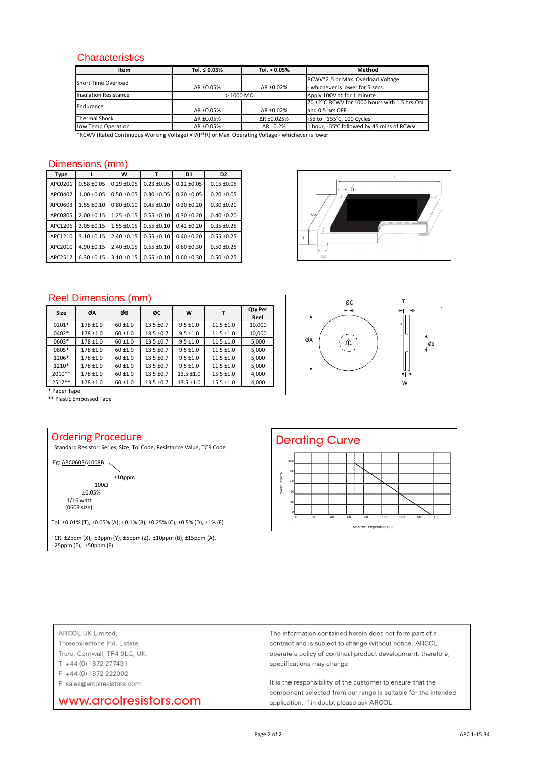## Characteristics

| Item | Tol. ≤ 0.05% | Tol. > 0.05% | Method |
|---|---|---|---|
| Short Time Overload | ΔR ±0.05% | ΔR ±0.02% | RCWV*2.5 or Max. Overload Voltage - whichever is lower for 5 secs. |
| Insulation Resistance | > 1000 MΩ | | Apply 100V DC for 1 minute |
| Endurance | ΔR ±0.05% | ΔR ±0.02% | 70 ±2°C RCWV for 1000 hours with 1.5 hrs ON and 0.5 hrs OFF |
| Thermal Shock | ΔR ±0.05% | ΔR ±0.025% | -55 to +155°C, 100 Cycles |
| Low Temp Operation | ΔR ±0.05% | ΔR ±0.2% | 1 hour, -65°C followed by 45 mins of RCWV |

*RCWV (Rated Continuous Working Voltage) = √(P*R) or Max. Operating Voltage - whichever is lower

## Dimensions (mm)

| Type | L | W | T | D1 | D2 |
|---|---|---|---|---|---|
| APC0201 | 0.58 ±0.05 | 0.29 ±0.05 | 0.23 ±0.05 | 0.12 ±0.05 | 0.15 ±0.05 |
| APC0402 | 1.00 ±0.05 | 0.50 ±0.05 | 0.30 ±0.05 | 0.20 ±0.05 | 0.20 ±0.05 |
| APC0603 | 1.55 ±0.10 | 0.80 ±0.10 | 0.45 ±0.10 | 0.30 ±0.20 | 0.30 ±0.20 |
| APC0805 | 2.00 ±0.15 | 1.25 ±0.15 | 0.55 ±0.10 | 0.30 ±0.20 | 0.40 ±0.20 |
| APC1206 | 3.05 ±0.15 | 1.55 ±0.15 | 0.55 ±0.10 | 0.42 ±0.20 | 0.35 ±0.25 |
| APC1210 | 3.10 ±0.15 | 2.40 ±0.15 | 0.55 ±0.10 | 0.40 ±0.20 | 0.55 ±0.25 |
| APC2010 | 4.90 ±0.15 | 2.40 ±0.15 | 0.55 ±0.10 | 0.60 ±0.30 | 0.50 ±0.25 |
| APC2512 | 6.30 ±0.15 | 3.10 ±0.15 | 0.55 ±0.10 | 0.60 ±0.30 | 0.50 ±0.25 |

L
D1
W
T
D2

## Reel Dimensions (mm)

| Size | ØA | ØB | ØC | W | T | Qty Per Reel |
|---|---|---|---|---|---|---|
| 0201* | 178 ±1.0 | 60 ±1.0 | 13.5 ±0.7 | 9.5 ±1.0 | 11.5 ±1.0 | 10,000 |
| 0402* | 178 ±1.0 | 60 ±1.0 | 13.5 ±0.7 | 9.5 ±1.0 | 11.5 ±1.0 | 10,000 |
| 0603* | 178 ±1.0 | 60 ±1.0 | 13.5 ±0.7 | 9.5 ±1.0 | 11.5 ±1.0 | 5,000 |
| 0805* | 178 ±1.0 | 60 ±1.0 | 13.5 ±0.7 | 9.5 ±1.0 | 11.5 ±1.0 | 5,000 |
| 1206* | 178 ±1.0 | 60 ±1.0 | 13.5 ±0.7 | 9.5 ±1.0 | 11.5 ±1.0 | 5,000 |
| 1210* | 178 ±1.0 | 60 ±1.0 | 13.5 ±0.7 | 9.5 ±1.0 | 11.5 ±1.0 | 5,000 |
| 2010** | 178 ±1.0 | 60 ±1.0 | 13.5 ±0.7 | 13.5 ±1.0 | 15.5 ±1.0 | 4,000 |
| 2512** | 178 ±1.0 | 60 ±1.0 | 13.5 ±0.7 | 13.5 ±1.0 | 15.5 ±1.0 | 4,000 |

\* Paper Tape

** Plastic Embossed Tape

ØC
T
ØA
ØB
W

## Ordering Procedure

Standard Resistor: Series, Size, Tol Code, Resistance Value, TCR Code

Eg: APC0603A100RB

- ±10ppm
- 100Ω
- ±0.05%
- 1/16 watt (0603 size)

Tol: ±0.01% (T), ±0.05% (A), ±0.1% (B), ±0.25% (C), ±0.5% (D), ±1% (F)

TCR: ±2ppm (X), ±3ppm (Y), ±5ppm (Z), ±10ppm (B), ±15ppm (A), ±25ppm (E), ±50ppm (F)

## Derating Curve

Power Rated %

100
80
60
40
20
0

0
20
40
60
80
100
120
140
160

Ambient Temperature (°C)

ARCOL UK Limited,
Threemilestone Ind. Estate,
Truro, Cornwall, TR4 9LG, UK.
T +44 (0) 1872 277431
F +44 (0) 1872 222002
E sales@arcolresistors.com

www.arcolresistors.com

The information contained herein does not form part of a contract and is subject to change without notice. ARCOL operate a policy of continual product development, therefore, specifications may change.

It is the responsibility of the customer to ensure that the component selected from our range is suitable for the intended application. If in doubt please ask ARCOL.

APC 1-15.34